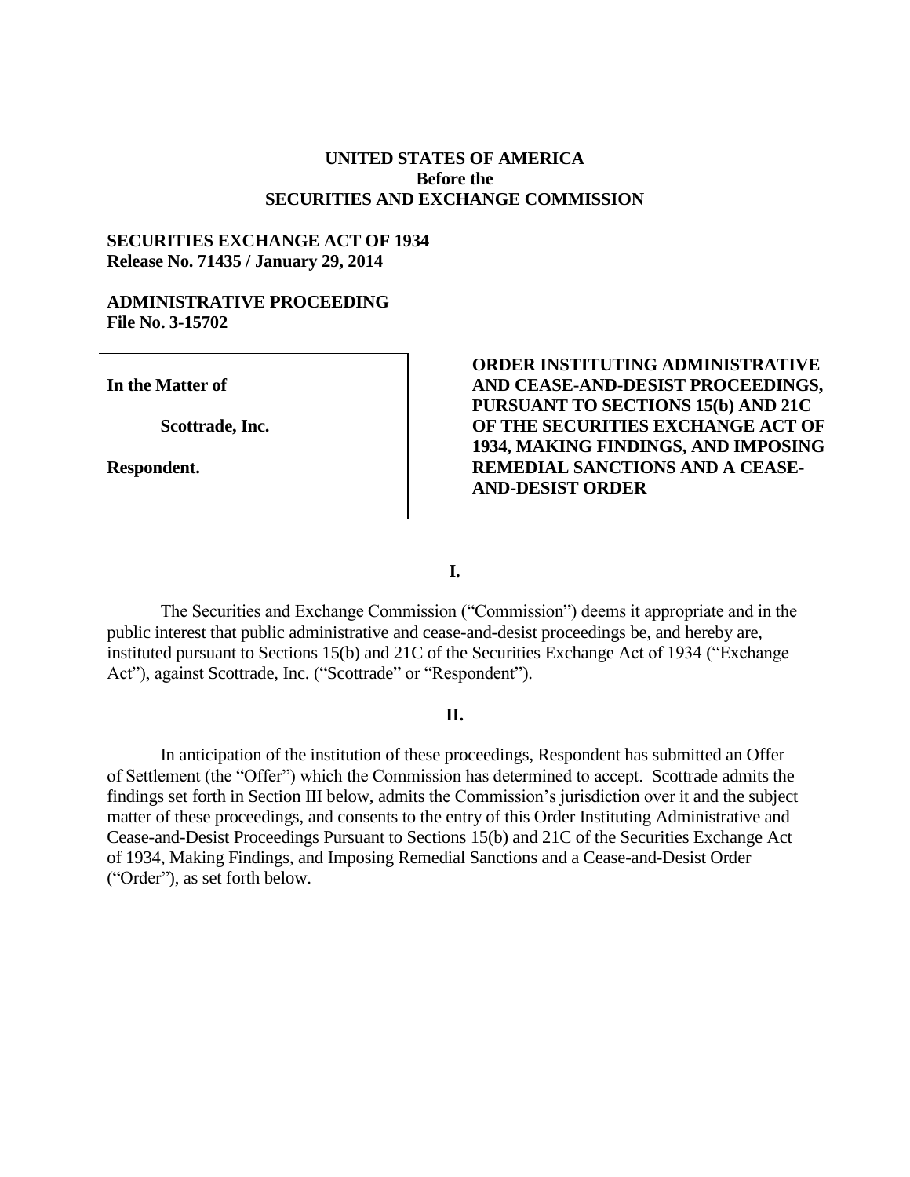**UNITED STATES OF AMERICA**
**Before the**
**SECURITIES AND EXCHANGE COMMISSION**

**SECURITIES EXCHANGE ACT OF 1934**
**Release No. 71435 / January 29, 2014**

**ADMINISTRATIVE PROCEEDING**
**File No. 3-15702**

| | |
|---|---|
| **In the Matter of**<br><br>**Scottrade, Inc.**<br><br>**Respondent.** | **ORDER INSTITUTING ADMINISTRATIVE AND CEASE-AND-DESIST PROCEEDINGS, PURSUANT TO SECTIONS 15(b) AND 21C OF THE SECURITIES EXCHANGE ACT OF 1934, MAKING FINDINGS, AND IMPOSING REMEDIAL SANCTIONS AND A CEASE-AND-DESIST ORDER** |

## I.

The Securities and Exchange Commission ("Commission") deems it appropriate and in the public interest that public administrative and cease-and-desist proceedings be, and hereby are, instituted pursuant to Sections 15(b) and 21C of the Securities Exchange Act of 1934 ("Exchange Act"), against Scottrade, Inc. ("Scottrade" or "Respondent").

## II.

In anticipation of the institution of these proceedings, Respondent has submitted an Offer of Settlement (the "Offer") which the Commission has determined to accept. Scottrade admits the findings set forth in Section III below, admits the Commission's jurisdiction over it and the subject matter of these proceedings, and consents to the entry of this Order Instituting Administrative and Cease-and-Desist Proceedings Pursuant to Sections 15(b) and 21C of the Securities Exchange Act of 1934, Making Findings, and Imposing Remedial Sanctions and a Cease-and-Desist Order ("Order"), as set forth below.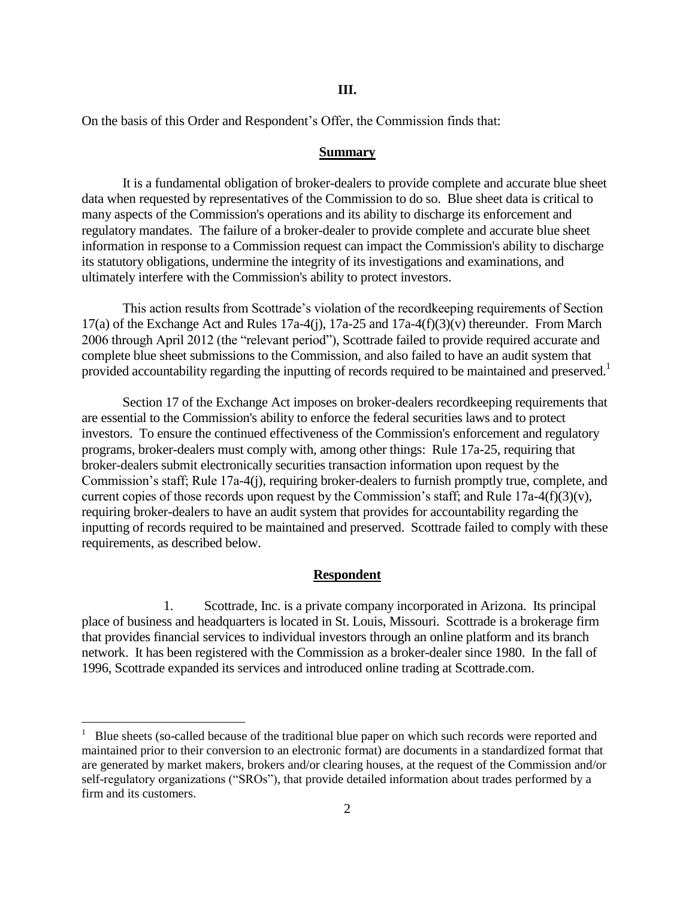## III.

On the basis of this Order and Respondent's Offer, the Commission finds that:

### **Summary**

It is a fundamental obligation of broker-dealers to provide complete and accurate blue sheet data when requested by representatives of the Commission to do so. Blue sheet data is critical to many aspects of the Commission's operations and its ability to discharge its enforcement and regulatory mandates. The failure of a broker-dealer to provide complete and accurate blue sheet information in response to a Commission request can impact the Commission's ability to discharge its statutory obligations, undermine the integrity of its investigations and examinations, and ultimately interfere with the Commission's ability to protect investors.

This action results from Scottrade's violation of the recordkeeping requirements of Section 17(a) of the Exchange Act and Rules 17a-4(j), 17a-25 and 17a-4(f)(3)(v) thereunder. From March 2006 through April 2012 (the "relevant period"), Scottrade failed to provide required accurate and complete blue sheet submissions to the Commission, and also failed to have an audit system that provided accountability regarding the inputting of records required to be maintained and preserved.[1]

Section 17 of the Exchange Act imposes on broker-dealers recordkeeping requirements that are essential to the Commission's ability to enforce the federal securities laws and to protect investors. To ensure the continued effectiveness of the Commission's enforcement and regulatory programs, broker-dealers must comply with, among other things: Rule 17a-25, requiring that broker-dealers submit electronically securities transaction information upon request by the Commission's staff; Rule 17a-4(j), requiring broker-dealers to furnish promptly true, complete, and current copies of those records upon request by the Commission's staff; and Rule 17a-4(f)(3)(v), requiring broker-dealers to have an audit system that provides for accountability regarding the inputting of records required to be maintained and preserved. Scottrade failed to comply with these requirements, as described below.

### **Respondent**

1. Scottrade, Inc. is a private company incorporated in Arizona. Its principal place of business and headquarters is located in St. Louis, Missouri. Scottrade is a brokerage firm that provides financial services to individual investors through an online platform and its branch network. It has been registered with the Commission as a broker-dealer since 1980. In the fall of 1996, Scottrade expanded its services and introduced online trading at Scottrade.com.

---

[1] Blue sheets (so-called because of the traditional blue paper on which such records were reported and maintained prior to their conversion to an electronic format) are documents in a standardized format that are generated by market makers, brokers and/or clearing houses, at the request of the Commission and/or self-regulatory organizations ("SROs"), that provide detailed information about trades performed by a firm and its customers.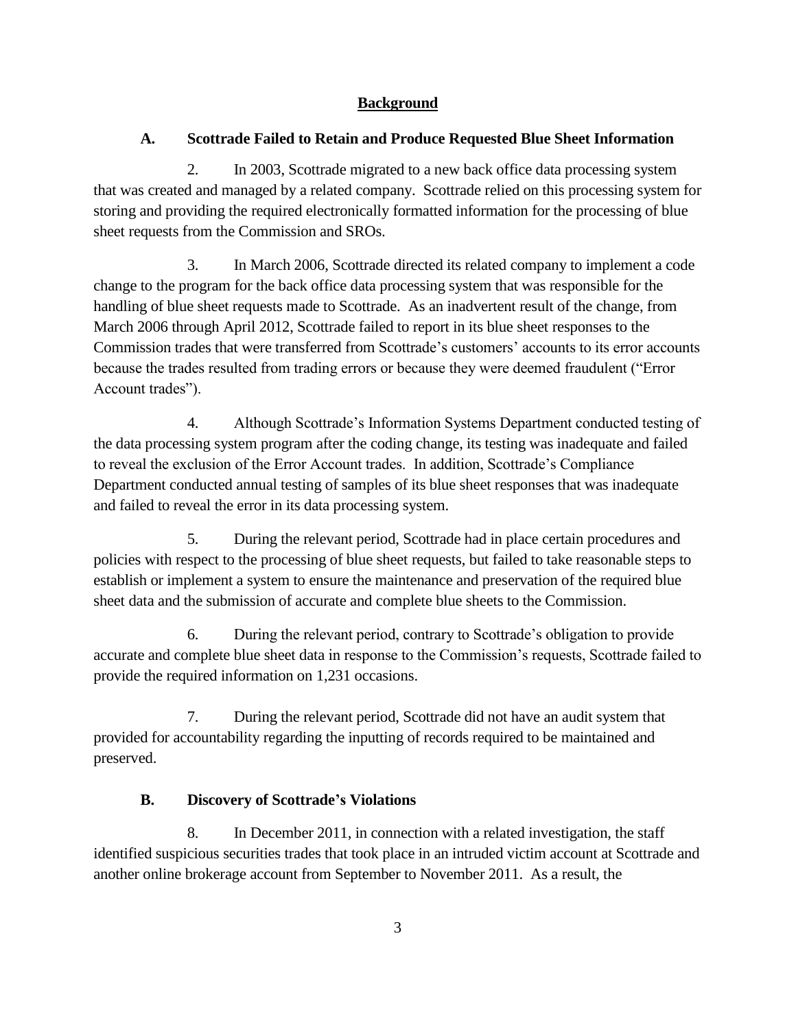## Background

### A. Scottrade Failed to Retain and Produce Requested Blue Sheet Information

2. In 2003, Scottrade migrated to a new back office data processing system that was created and managed by a related company. Scottrade relied on this processing system for storing and providing the required electronically formatted information for the processing of blue sheet requests from the Commission and SROs.

3. In March 2006, Scottrade directed its related company to implement a code change to the program for the back office data processing system that was responsible for the handling of blue sheet requests made to Scottrade. As an inadvertent result of the change, from March 2006 through April 2012, Scottrade failed to report in its blue sheet responses to the Commission trades that were transferred from Scottrade's customers' accounts to its error accounts because the trades resulted from trading errors or because they were deemed fraudulent ("Error Account trades").

4. Although Scottrade's Information Systems Department conducted testing of the data processing system program after the coding change, its testing was inadequate and failed to reveal the exclusion of the Error Account trades. In addition, Scottrade's Compliance Department conducted annual testing of samples of its blue sheet responses that was inadequate and failed to reveal the error in its data processing system.

5. During the relevant period, Scottrade had in place certain procedures and policies with respect to the processing of blue sheet requests, but failed to take reasonable steps to establish or implement a system to ensure the maintenance and preservation of the required blue sheet data and the submission of accurate and complete blue sheets to the Commission.

6. During the relevant period, contrary to Scottrade's obligation to provide accurate and complete blue sheet data in response to the Commission's requests, Scottrade failed to provide the required information on 1,231 occasions.

7. During the relevant period, Scottrade did not have an audit system that provided for accountability regarding the inputting of records required to be maintained and preserved.

### B. Discovery of Scottrade's Violations

8. In December 2011, in connection with a related investigation, the staff identified suspicious securities trades that took place in an intruded victim account at Scottrade and another online brokerage account from September to November 2011. As a result, the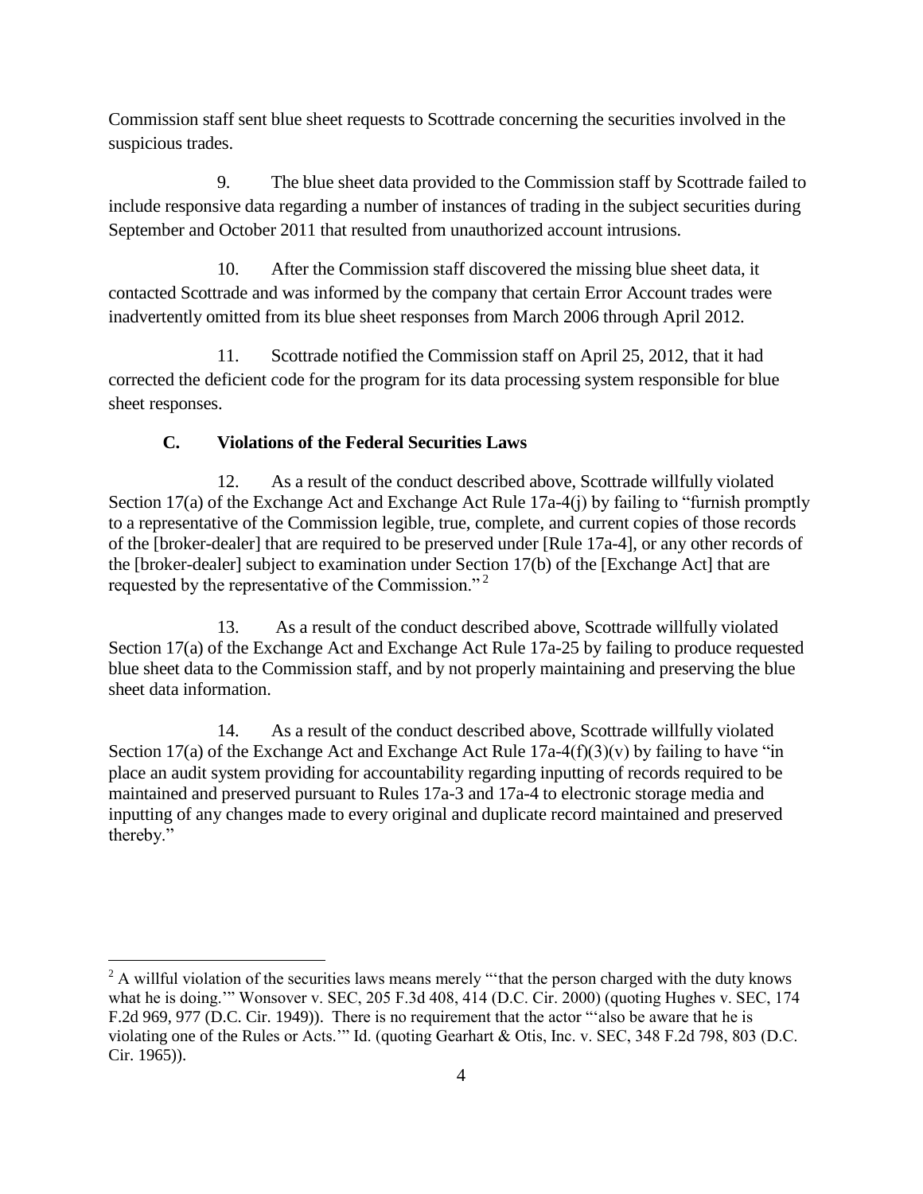Commission staff sent blue sheet requests to Scottrade concerning the securities involved in the suspicious trades.

9. The blue sheet data provided to the Commission staff by Scottrade failed to include responsive data regarding a number of instances of trading in the subject securities during September and October 2011 that resulted from unauthorized account intrusions.

10. After the Commission staff discovered the missing blue sheet data, it contacted Scottrade and was informed by the company that certain Error Account trades were inadvertently omitted from its blue sheet responses from March 2006 through April 2012.

11. Scottrade notified the Commission staff on April 25, 2012, that it had corrected the deficient code for the program for its data processing system responsible for blue sheet responses.

### C. Violations of the Federal Securities Laws

12. As a result of the conduct described above, Scottrade willfully violated Section 17(a) of the Exchange Act and Exchange Act Rule 17a-4(j) by failing to "furnish promptly to a representative of the Commission legible, true, complete, and current copies of those records of the [broker-dealer] that are required to be preserved under [Rule 17a-4], or any other records of the [broker-dealer] subject to examination under Section 17(b) of the [Exchange Act] that are requested by the representative of the Commission."[2]

13. As a result of the conduct described above, Scottrade willfully violated Section 17(a) of the Exchange Act and Exchange Act Rule 17a-25 by failing to produce requested blue sheet data to the Commission staff, and by not properly maintaining and preserving the blue sheet data information.

14. As a result of the conduct described above, Scottrade willfully violated Section 17(a) of the Exchange Act and Exchange Act Rule 17a-4(f)(3)(v) by failing to have "in place an audit system providing for accountability regarding inputting of records required to be maintained and preserved pursuant to Rules 17a-3 and 17a-4 to electronic storage media and inputting of any changes made to every original and duplicate record maintained and preserved thereby."

---

[2] A willful violation of the securities laws means merely "'that the person charged with the duty knows what he is doing.'" Wonsover v. SEC, 205 F.3d 408, 414 (D.C. Cir. 2000) (quoting Hughes v. SEC, 174 F.2d 969, 977 (D.C. Cir. 1949)). There is no requirement that the actor "'also be aware that he is violating one of the Rules or Acts.'" Id. (quoting Gearhart & Otis, Inc. v. SEC, 348 F.2d 798, 803 (D.C. Cir. 1965)).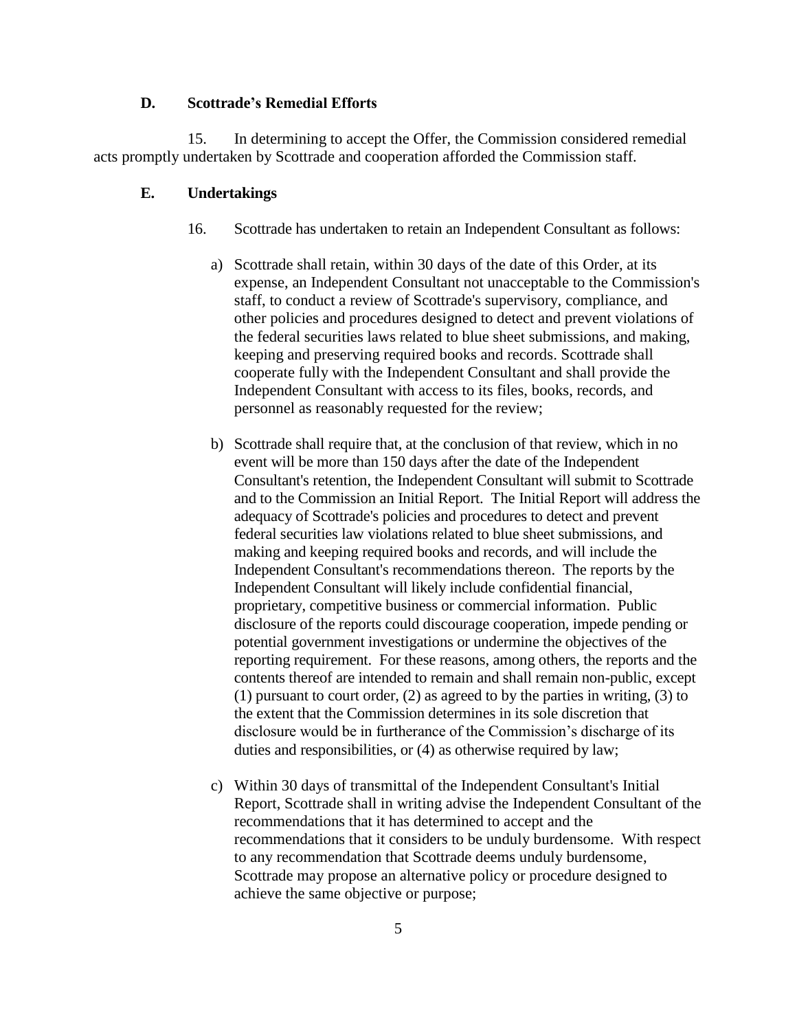### D. Scottrade's Remedial Efforts

15. In determining to accept the Offer, the Commission considered remedial acts promptly undertaken by Scottrade and cooperation afforded the Commission staff.

### E. Undertakings

16. Scottrade has undertaken to retain an Independent Consultant as follows:

a) Scottrade shall retain, within 30 days of the date of this Order, at its expense, an Independent Consultant not unacceptable to the Commission's staff, to conduct a review of Scottrade's supervisory, compliance, and other policies and procedures designed to detect and prevent violations of the federal securities laws related to blue sheet submissions, and making, keeping and preserving required books and records. Scottrade shall cooperate fully with the Independent Consultant and shall provide the Independent Consultant with access to its files, books, records, and personnel as reasonably requested for the review;

b) Scottrade shall require that, at the conclusion of that review, which in no event will be more than 150 days after the date of the Independent Consultant's retention, the Independent Consultant will submit to Scottrade and to the Commission an Initial Report. The Initial Report will address the adequacy of Scottrade's policies and procedures to detect and prevent federal securities law violations related to blue sheet submissions, and making and keeping required books and records, and will include the Independent Consultant's recommendations thereon. The reports by the Independent Consultant will likely include confidential financial, proprietary, competitive business or commercial information. Public disclosure of the reports could discourage cooperation, impede pending or potential government investigations or undermine the objectives of the reporting requirement. For these reasons, among others, the reports and the contents thereof are intended to remain and shall remain non-public, except (1) pursuant to court order, (2) as agreed to by the parties in writing, (3) to the extent that the Commission determines in its sole discretion that disclosure would be in furtherance of the Commission's discharge of its duties and responsibilities, or (4) as otherwise required by law;

c) Within 30 days of transmittal of the Independent Consultant's Initial Report, Scottrade shall in writing advise the Independent Consultant of the recommendations that it has determined to accept and the recommendations that it considers to be unduly burdensome. With respect to any recommendation that Scottrade deems unduly burdensome, Scottrade may propose an alternative policy or procedure designed to achieve the same objective or purpose;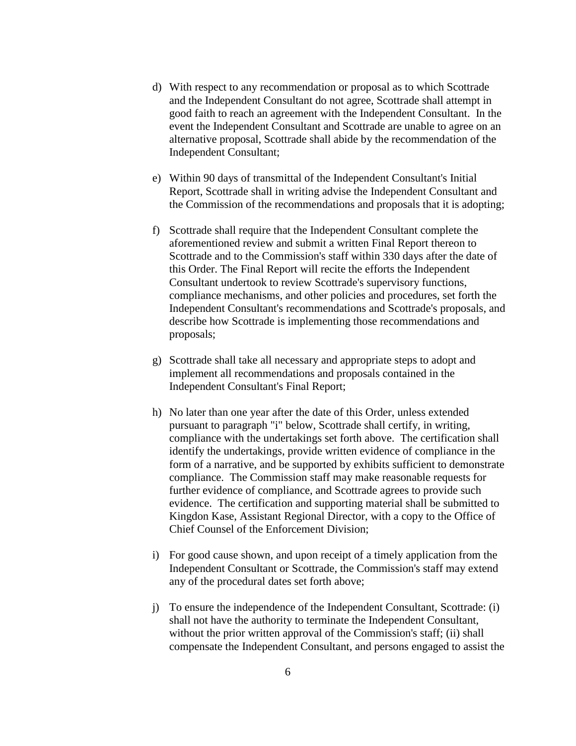d) With respect to any recommendation or proposal as to which Scottrade and the Independent Consultant do not agree, Scottrade shall attempt in good faith to reach an agreement with the Independent Consultant. In the event the Independent Consultant and Scottrade are unable to agree on an alternative proposal, Scottrade shall abide by the recommendation of the Independent Consultant;

e) Within 90 days of transmittal of the Independent Consultant's Initial Report, Scottrade shall in writing advise the Independent Consultant and the Commission of the recommendations and proposals that it is adopting;

f) Scottrade shall require that the Independent Consultant complete the aforementioned review and submit a written Final Report thereon to Scottrade and to the Commission's staff within 330 days after the date of this Order. The Final Report will recite the efforts the Independent Consultant undertook to review Scottrade's supervisory functions, compliance mechanisms, and other policies and procedures, set forth the Independent Consultant's recommendations and Scottrade's proposals, and describe how Scottrade is implementing those recommendations and proposals;

g) Scottrade shall take all necessary and appropriate steps to adopt and implement all recommendations and proposals contained in the Independent Consultant's Final Report;

h) No later than one year after the date of this Order, unless extended pursuant to paragraph "i" below, Scottrade shall certify, in writing, compliance with the undertakings set forth above. The certification shall identify the undertakings, provide written evidence of compliance in the form of a narrative, and be supported by exhibits sufficient to demonstrate compliance. The Commission staff may make reasonable requests for further evidence of compliance, and Scottrade agrees to provide such evidence. The certification and supporting material shall be submitted to Kingdon Kase, Assistant Regional Director, with a copy to the Office of Chief Counsel of the Enforcement Division;

i) For good cause shown, and upon receipt of a timely application from the Independent Consultant or Scottrade, the Commission's staff may extend any of the procedural dates set forth above;

j) To ensure the independence of the Independent Consultant, Scottrade: (i) shall not have the authority to terminate the Independent Consultant, without the prior written approval of the Commission's staff; (ii) shall compensate the Independent Consultant, and persons engaged to assist the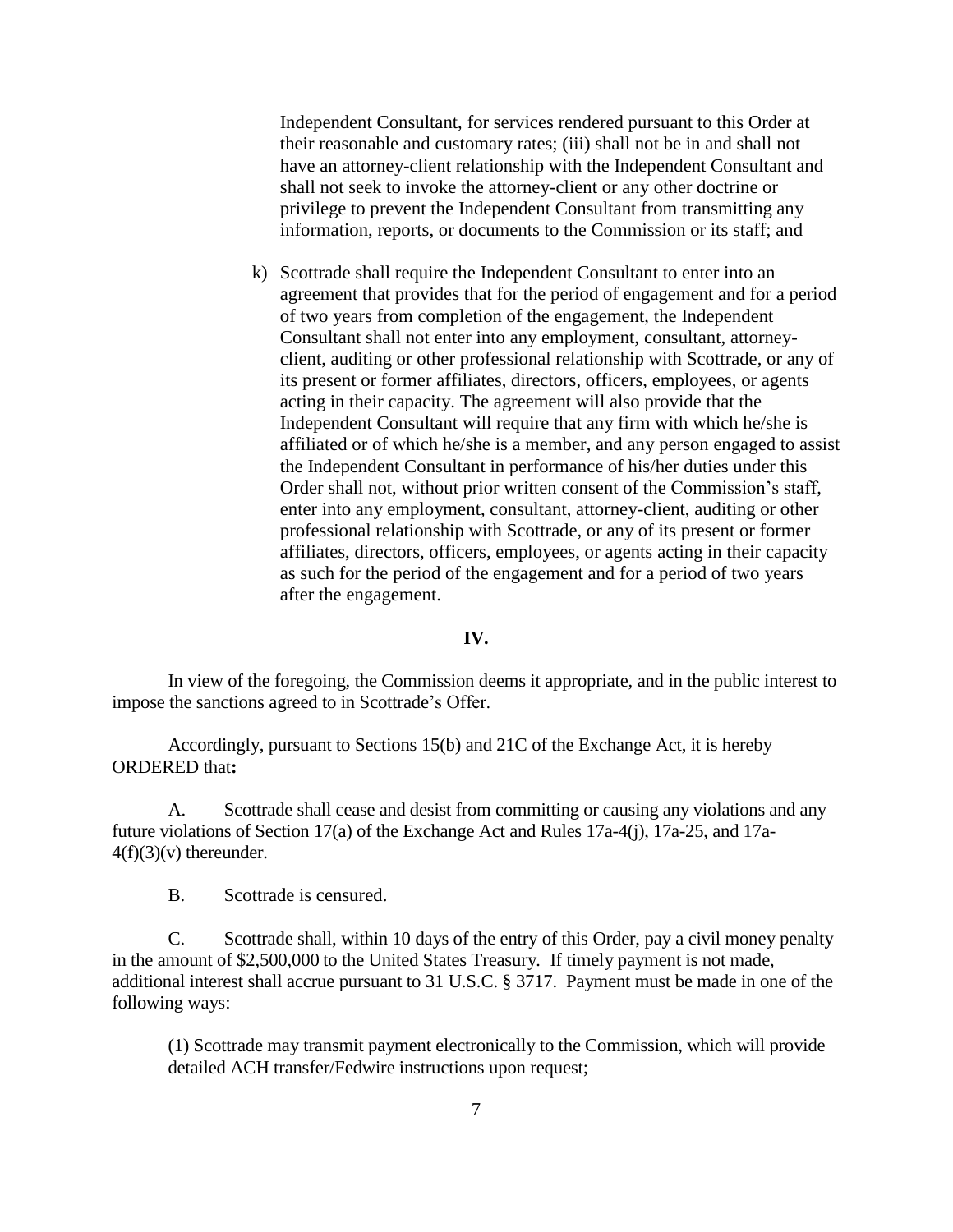Independent Consultant, for services rendered pursuant to this Order at their reasonable and customary rates; (iii) shall not be in and shall not have an attorney-client relationship with the Independent Consultant and shall not seek to invoke the attorney-client or any other doctrine or privilege to prevent the Independent Consultant from transmitting any information, reports, or documents to the Commission or its staff; and

k) Scottrade shall require the Independent Consultant to enter into an agreement that provides that for the period of engagement and for a period of two years from completion of the engagement, the Independent Consultant shall not enter into any employment, consultant, attorney-client, auditing or other professional relationship with Scottrade, or any of its present or former affiliates, directors, officers, employees, or agents acting in their capacity. The agreement will also provide that the Independent Consultant will require that any firm with which he/she is affiliated or of which he/she is a member, and any person engaged to assist the Independent Consultant in performance of his/her duties under this Order shall not, without prior written consent of the Commission's staff, enter into any employment, consultant, attorney-client, auditing or other professional relationship with Scottrade, or any of its present or former affiliates, directors, officers, employees, or agents acting in their capacity as such for the period of the engagement and for a period of two years after the engagement.

## IV.

In view of the foregoing, the Commission deems it appropriate, and in the public interest to impose the sanctions agreed to in Scottrade's Offer.

Accordingly, pursuant to Sections 15(b) and 21C of the Exchange Act, it is hereby ORDERED that**:**

A. Scottrade shall cease and desist from committing or causing any violations and any future violations of Section 17(a) of the Exchange Act and Rules 17a-4(j), 17a-25, and 17a-4(f)(3)(v) thereunder.

B. Scottrade is censured.

C. Scottrade shall, within 10 days of the entry of this Order, pay a civil money penalty in the amount of $2,500,000 to the United States Treasury. If timely payment is not made, additional interest shall accrue pursuant to 31 U.S.C. § 3717. Payment must be made in one of the following ways:

(1) Scottrade may transmit payment electronically to the Commission, which will provide detailed ACH transfer/Fedwire instructions upon request;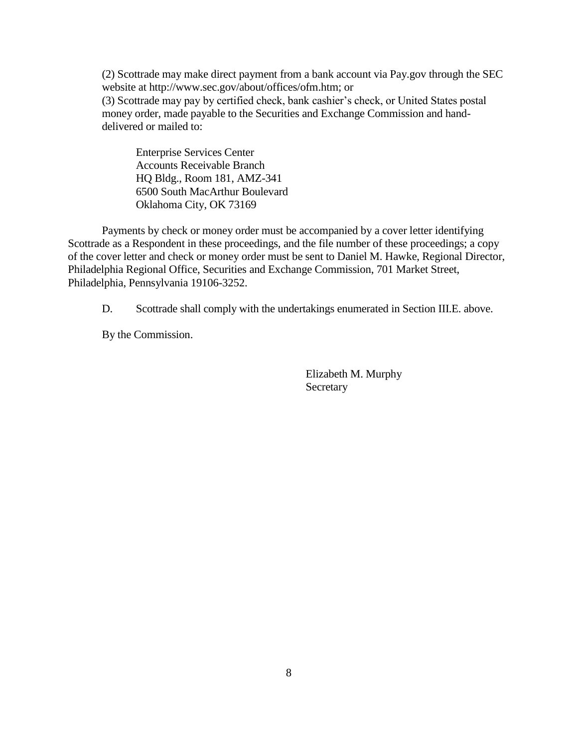(2) Scottrade may make direct payment from a bank account via Pay.gov through the SEC website at http://www.sec.gov/about/offices/ofm.htm; or

(3) Scottrade may pay by certified check, bank cashier's check, or United States postal money order, made payable to the Securities and Exchange Commission and hand-delivered or mailed to:

Enterprise Services Center
Accounts Receivable Branch
HQ Bldg., Room 181, AMZ-341
6500 South MacArthur Boulevard
Oklahoma City, OK 73169

Payments by check or money order must be accompanied by a cover letter identifying Scottrade as a Respondent in these proceedings, and the file number of these proceedings; a copy of the cover letter and check or money order must be sent to Daniel M. Hawke, Regional Director, Philadelphia Regional Office, Securities and Exchange Commission, 701 Market Street, Philadelphia, Pennsylvania 19106-3252.

D. Scottrade shall comply with the undertakings enumerated in Section III.E. above.

By the Commission.

Elizabeth M. Murphy
Secretary